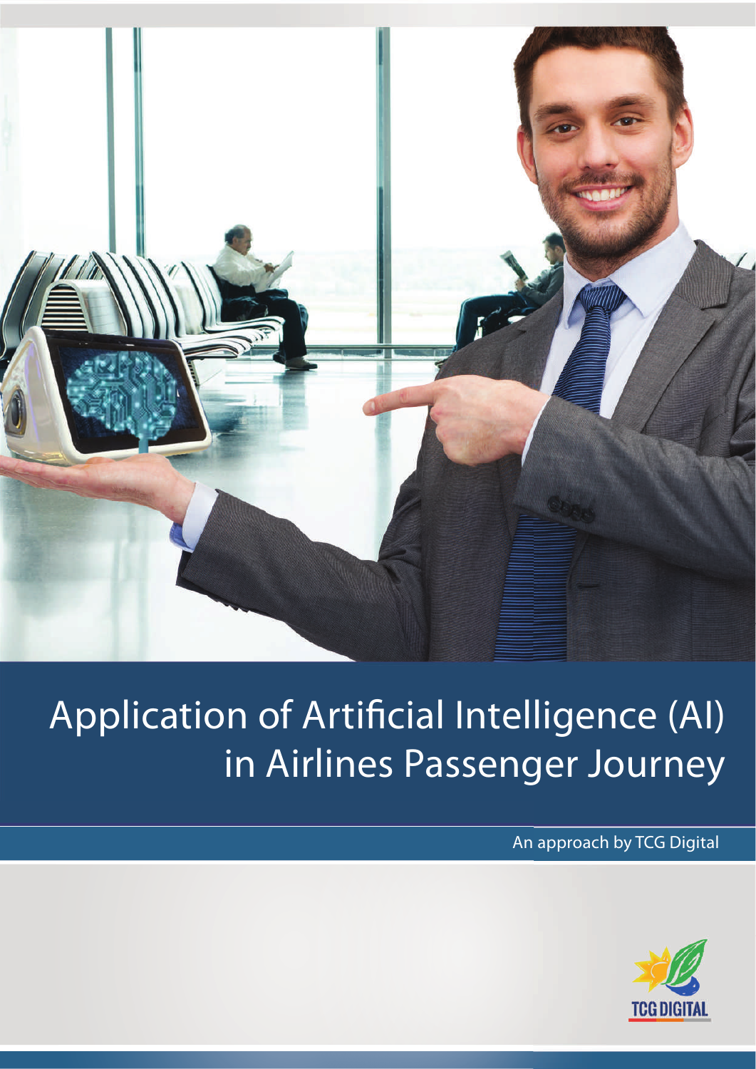# Application of Artificial Intelligence (AI) in Airlines Passenger Journey

An approach by TCG Digital

TCG DIGITAL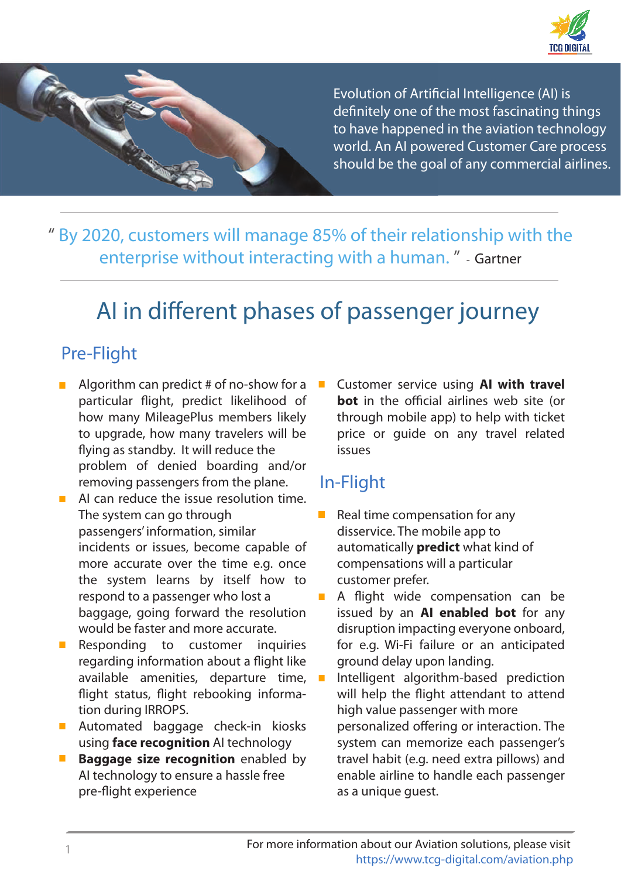Evolution of Artificial Intelligence (AI) is definitely one of the most fascinating things to have happened in the aviation technology world. An AI powered Customer Care process should be the goal of any commercial airlines.

" By 2020, customers will manage 85% of their relationship with the enterprise without interacting with a human. " - Gartner

# AI in different phases of passenger journey

## Pre-Flight

- Algorithm can predict # of no-show for a particular flight, predict likelihood of how many MileagePlus members likely to upgrade, how many travelers will be flying as standby. It will reduce the problem of denied boarding and/or removing passengers from the plane.
- AI can reduce the issue resolution time. The system can go through passengers' information, similar incidents or issues, become capable of more accurate over the time e.g. once the system learns by itself how to respond to a passenger who lost a baggage, going forward the resolution would be faster and more accurate.
- Responding to customer inquiries regarding information about a flight like available amenities, departure time, flight status, flight rebooking information during IRROPS.
- Automated baggage check-in kiosks using **face recognition** AI technology
- **Baggage size recognition** enabled by AI technology to ensure a hassle free pre-flight experience
- Customer service using **AI with travel bot** in the official airlines web site (or through mobile app) to help with ticket price or guide on any travel related issues

## In-Flight

- Real time compensation for any disservice. The mobile app to automatically **predict** what kind of compensations will a particular customer prefer.
- A flight wide compensation can be issued by an **AI enabled bot** for any disruption impacting everyone onboard, for e.g. Wi-Fi failure or an anticipated ground delay upon landing.
- Intelligent algorithm-based prediction will help the flight attendant to attend high value passenger with more personalized offering or interaction. The system can memorize each passenger's travel habit (e.g. need extra pillows) and enable airline to handle each passenger as a unique guest.

For more information about our Aviation solutions, please visit https://www.tcg-digital.com/aviation.php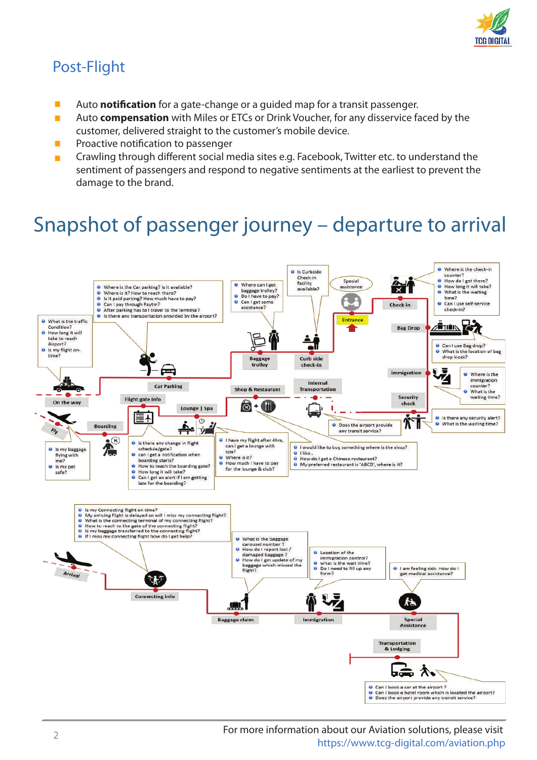## Post-Flight

- Auto **notification** for a gate-change or a guided map for a transit passenger.
- Auto **compensation** with Miles or ETCs or Drink Voucher, for any disservice faced by the customer, delivered straight to the customer's mobile device.
- Proactive notification to passenger
- Crawling through different social media sites e.g. Facebook, Twitter etc. to understand the sentiment of passengers and respond to negative sentiments at the earliest to prevent the damage to the brand.

# Snapshot of passenger journey – departure to arrival

On the way
- What is the traffic Condition?
- How long it will take to reach Airport?
- Is my flight on-time?

Car Parking
- Where is the Car parking? Is it available?
- Where is it? How to reach there?
- Is it paid parking? How much have to pay?
- Can I pay through Paytm?
- After parking has to I travel to the terminal?
- Is there any transportation provided by the airport?

Baggage trolley
- Where can I get baggage trolley?
- Do I have to pay?
- Can I get some assistance?

Curb side check-in
- Is Curbside Check-in facility available?

Special assistance

Entrance

Check-in
- Where is the check-in counter?
- How do I get there?
- How long it will take?
- What is the waiting time?
- Can I use self-service check-in?

Bag Drop
- Can I use Bag drop?
- What is the location of bag drop kiosk?

immigration
- Where is the immigration counter?
- What is the waiting time?

Security check
- Is there any security alert?
- What is the waiting time?

Internal Transportation
- Does the airport provide any transit service?

Shop & Restaurant
- I would like to buy something where is the shop?
- I like..
- How do I get a Chinese restaurant?
- My preferred restaurant is 'ABCD', where is it?

Lounge | Spa
- I have my flight after 4hrs, can i get a lounge with spa?
- Where is it?
- How much I have to pay for the lounge & club?

Flight gate info
- Is there any change in flight schedule/gate?
- can I get a notification when boarding starts?
- How to reach the boarding gate?
- How long it will take?
- Can I get an alert if I am getting late for the boarding?

Boarding

Fly
- Is my baggage flying with me?
- Is my pet safe?

Arrival

Connecting info
- Is my Connecting flight on time?
- My arriving flight is delayed so will I miss my connecting flight?
- What is the connecting terminal of my connecting flight?
- How to reach to the gate of the connecting flight?
- Is my baggage transferred to the connecting flight?
- If I miss my connecting flight how do I get help?

Baggage claim
- What is the baggage carousel number ?
- How do I report lost / damaged baggage ?
- How do I get update of my baggage which missed the flight?

Immigration
- Location of the immigration control?
- what is the wait time?
- Do I need to fill up any form?

Special Assistance
- I am feeling sick. How do I get medical assistance?

Transportation & Lodging
- Can I book a car at the airport ?
- Can I book a hotel room which is located the airport?
- Does the airport provide any transit service?

For more information about our Aviation solutions, please visit
https://www.tcg-digital.com/aviation.php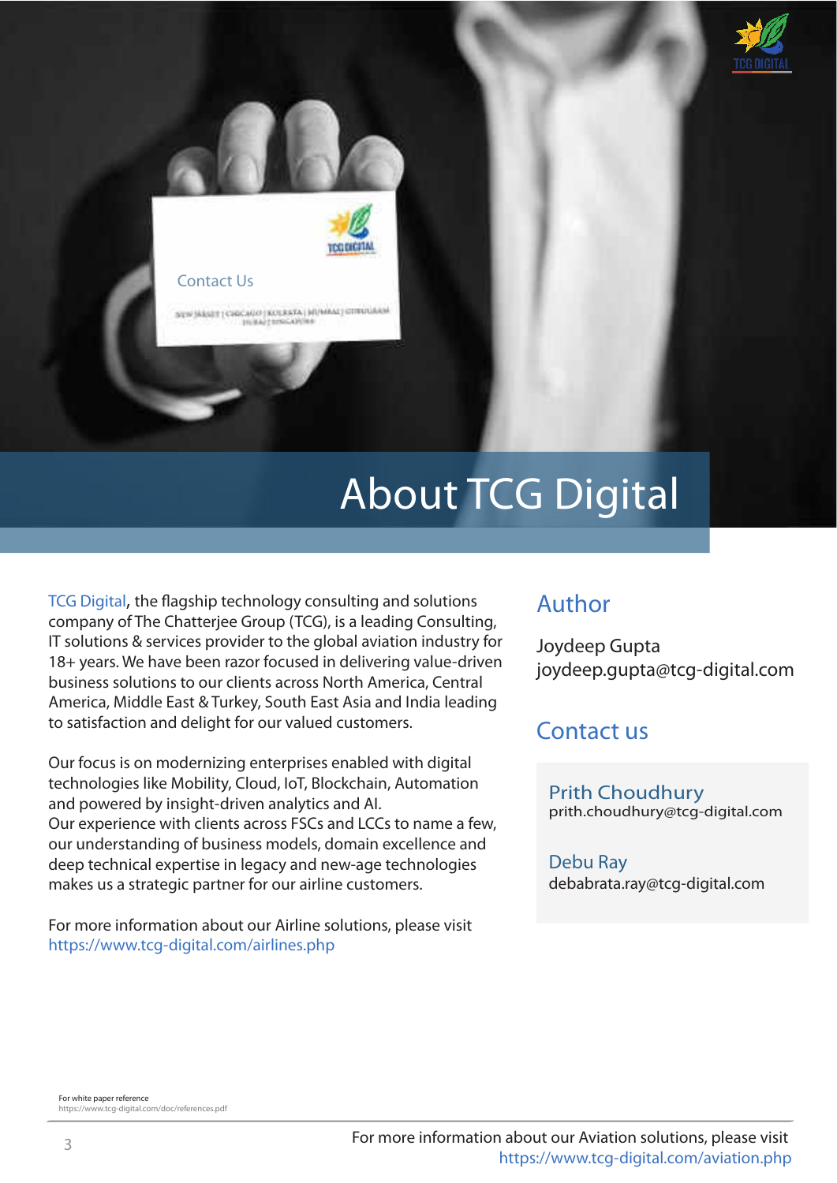# About TCG Digital

TCG Digital, the flagship technology consulting and solutions company of The Chatterjee Group (TCG), is a leading Consulting, IT solutions & services provider to the global aviation industry for 18+ years. We have been razor focused in delivering value-driven business solutions to our clients across North America, Central America, Middle East & Turkey, South East Asia and India leading to satisfaction and delight for our valued customers.

Our focus is on modernizing enterprises enabled with digital technologies like Mobility, Cloud, IoT, Blockchain, Automation and powered by insight-driven analytics and AI.
Our experience with clients across FSCs and LCCs to name a few, our understanding of business models, domain excellence and deep technical expertise in legacy and new-age technologies makes us a strategic partner for our airline customers.

For more information about our Airline solutions, please visit
https://www.tcg-digital.com/airlines.php

## Author

Joydeep Gupta
joydeep.gupta@tcg-digital.com

## Contact us

Prith Choudhury
prith.choudhury@tcg-digital.com

Debu Ray
debabrata.ray@tcg-digital.com

For white paper reference
https://www.tcg-digital.com/doc/references.pdf

For more information about our Aviation solutions, please visit
https://www.tcg-digital.com/aviation.php